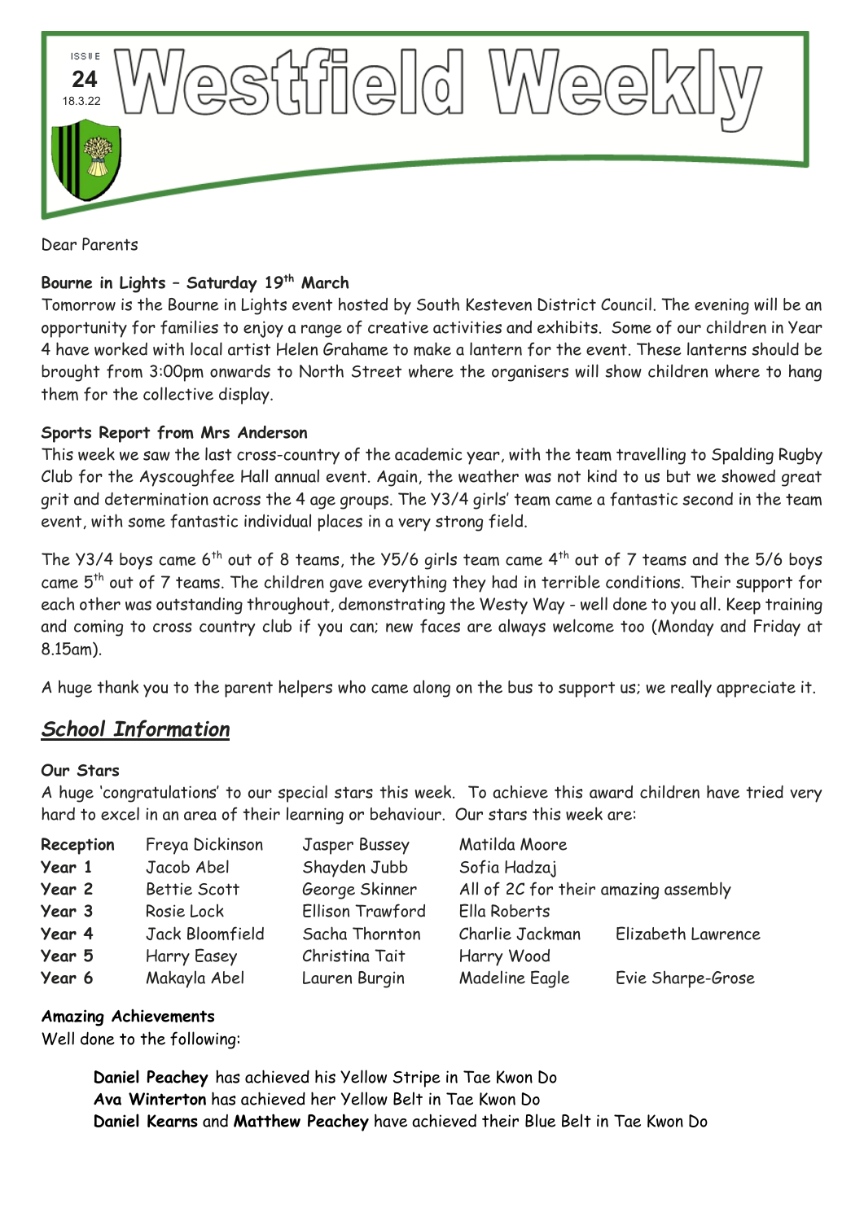ISSUE **24** 18.3.22

# Westfield Weekly

Dear Parents

**Bourne in Lights – Saturday 19th March**

Tomorrow is the Bourne in Lights event hosted by South Kesteven District Council. The evening will be an opportunity for families to enjoy a range of creative activities and exhibits. Some of our children in Year 4 have worked with local artist Helen Grahame to make a lantern for the event. These lanterns should be brought from 3:00pm onwards to North Street where the organisers will show children where to hang them for the collective display.

**Sports Report from Mrs Anderson**

This week we saw the last cross-country of the academic year, with the team travelling to Spalding Rugby Club for the Ayscoughfee Hall annual event. Again, the weather was not kind to us but we showed great grit and determination across the 4 age groups. The Y3/4 girls' team came a fantastic second in the team event, with some fantastic individual places in a very strong field.

The Y3/4 boys came 6th out of 8 teams, the Y5/6 girls team came 4th out of 7 teams and the 5/6 boys came 5th out of 7 teams. The children gave everything they had in terrible conditions. Their support for each other was outstanding throughout, demonstrating the Westy Way - well done to you all. Keep training and coming to cross country club if you can; new faces are always welcome too (Monday and Friday at 8.15am).

A huge thank you to the parent helpers who came along on the bus to support us; we really appreciate it.

## *School Information*

**Our Stars**

A huge 'congratulations' to our special stars this week. To achieve this award children have tried very hard to excel in an area of their learning or behaviour. Our stars this week are:

| | | | | |
|---|---|---|---|---|
| **Reception** | Freya Dickinson | Jasper Bussey | Matilda Moore | |
| **Year 1** | Jacob Abel | Shayden Jubb | Sofia Hadzaj | |
| **Year 2** | Bettie Scott | George Skinner | All of 2C for their amazing assembly | |
| **Year 3** | Rosie Lock | Ellison Trawford | Ella Roberts | |
| **Year 4** | Jack Bloomfield | Sacha Thornton | Charlie Jackman | Elizabeth Lawrence |
| **Year 5** | Harry Easey | Christina Tait | Harry Wood | |
| **Year 6** | Makayla Abel | Lauren Burgin | Madeline Eagle | Evie Sharpe-Grose |

**Amazing Achievements**

Well done to the following:

**Daniel Peachey** has achieved his Yellow Stripe in Tae Kwon Do
**Ava Winterton** has achieved her Yellow Belt in Tae Kwon Do
**Daniel Kearns** and **Matthew Peachey** have achieved their Blue Belt in Tae Kwon Do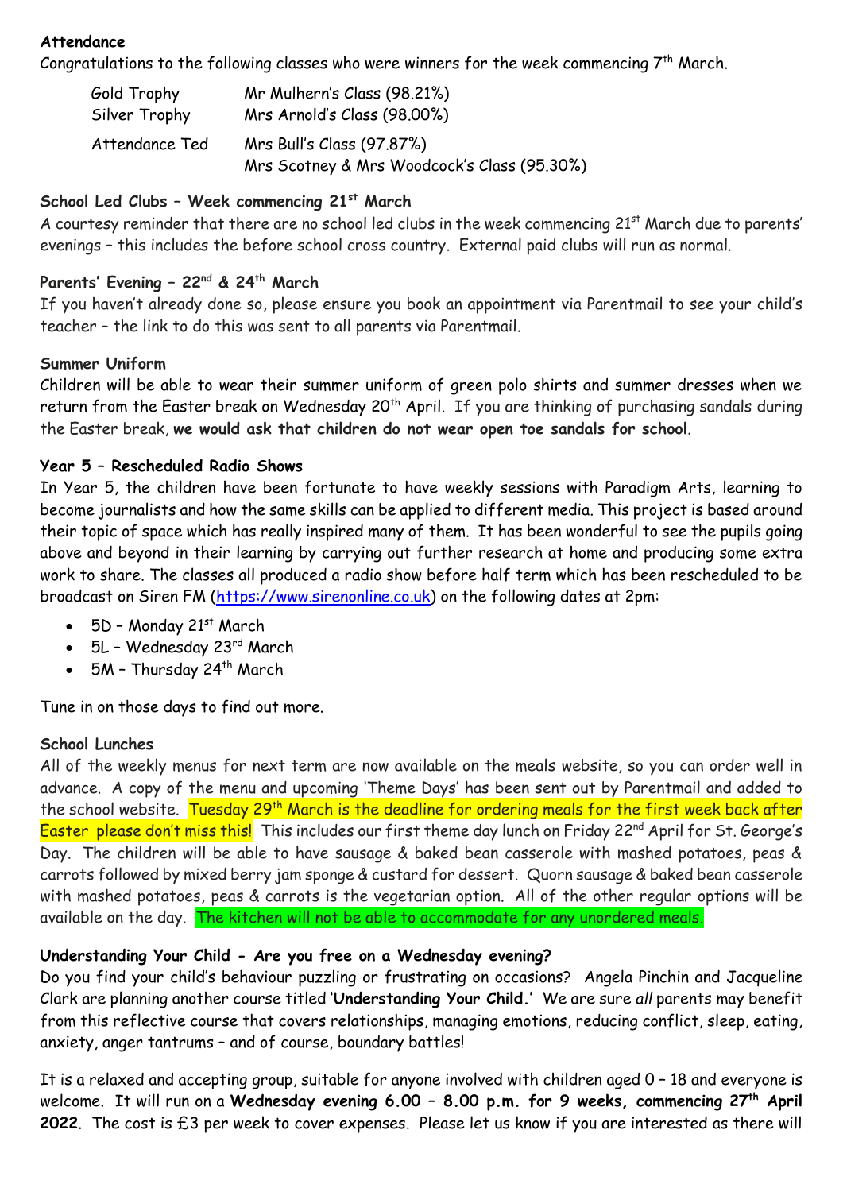**Attendance**

Congratulations to the following classes who were winners for the week commencing 7th March.

| | |
|---|---|
| Gold Trophy | Mr Mulhern's Class (98.21%) |
| Silver Trophy | Mrs Arnold's Class (98.00%) |
| Attendance Ted | Mrs Bull's Class (97.87%) |
| | Mrs Scotney & Mrs Woodcock's Class (95.30%) |

**School Led Clubs – Week commencing 21st March**

A courtesy reminder that there are no school led clubs in the week commencing 21st March due to parents' evenings – this includes the before school cross country. External paid clubs will run as normal.

**Parents' Evening – 22nd & 24th March**

If you haven't already done so, please ensure you book an appointment via Parentmail to see your child's teacher – the link to do this was sent to all parents via Parentmail.

**Summer Uniform**

Children will be able to wear their summer uniform of green polo shirts and summer dresses when we return from the Easter break on Wednesday 20th April. If you are thinking of purchasing sandals during the Easter break, **we would ask that children do not wear open toe sandals for school**.

**Year 5 – Rescheduled Radio Shows**

In Year 5, the children have been fortunate to have weekly sessions with Paradigm Arts, learning to become journalists and how the same skills can be applied to different media. This project is based around their topic of space which has really inspired many of them. It has been wonderful to see the pupils going above and beyond in their learning by carrying out further research at home and producing some extra work to share. The classes all produced a radio show before half term which has been rescheduled to be broadcast on Siren FM (https://www.sirenonline.co.uk) on the following dates at 2pm:

- 5D – Monday 21st March
- 5L – Wednesday 23rd March
- 5M – Thursday 24th March

Tune in on those days to find out more.

**School Lunches**

All of the weekly menus for next term are now available on the meals website, so you can order well in advance. A copy of the menu and upcoming 'Theme Days' has been sent out by Parentmail and added to the school website. Tuesday 29th March is the deadline for ordering meals for the first week back after Easter please don't miss this! This includes our first theme day lunch on Friday 22nd April for St. George's Day. The children will be able to have sausage & baked bean casserole with mashed potatoes, peas & carrots followed by mixed berry jam sponge & custard for dessert. Quorn sausage & baked bean casserole with mashed potatoes, peas & carrots is the vegetarian option. All of the other regular options will be available on the day. The kitchen will not be able to accommodate for any unordered meals.

**Understanding Your Child - Are you free on a Wednesday evening?**

Do you find your child's behaviour puzzling or frustrating on occasions? Angela Pinchin and Jacqueline Clark are planning another course titled '**Understanding Your Child.**' We are sure *all* parents may benefit from this reflective course that covers relationships, managing emotions, reducing conflict, sleep, eating, anxiety, anger tantrums – and of course, boundary battles!

It is a relaxed and accepting group, suitable for anyone involved with children aged 0 – 18 and everyone is welcome. It will run on a **Wednesday evening 6.00 – 8.00 p.m. for 9 weeks, commencing 27th April 2022**. The cost is £3 per week to cover expenses. Please let us know if you are interested as there will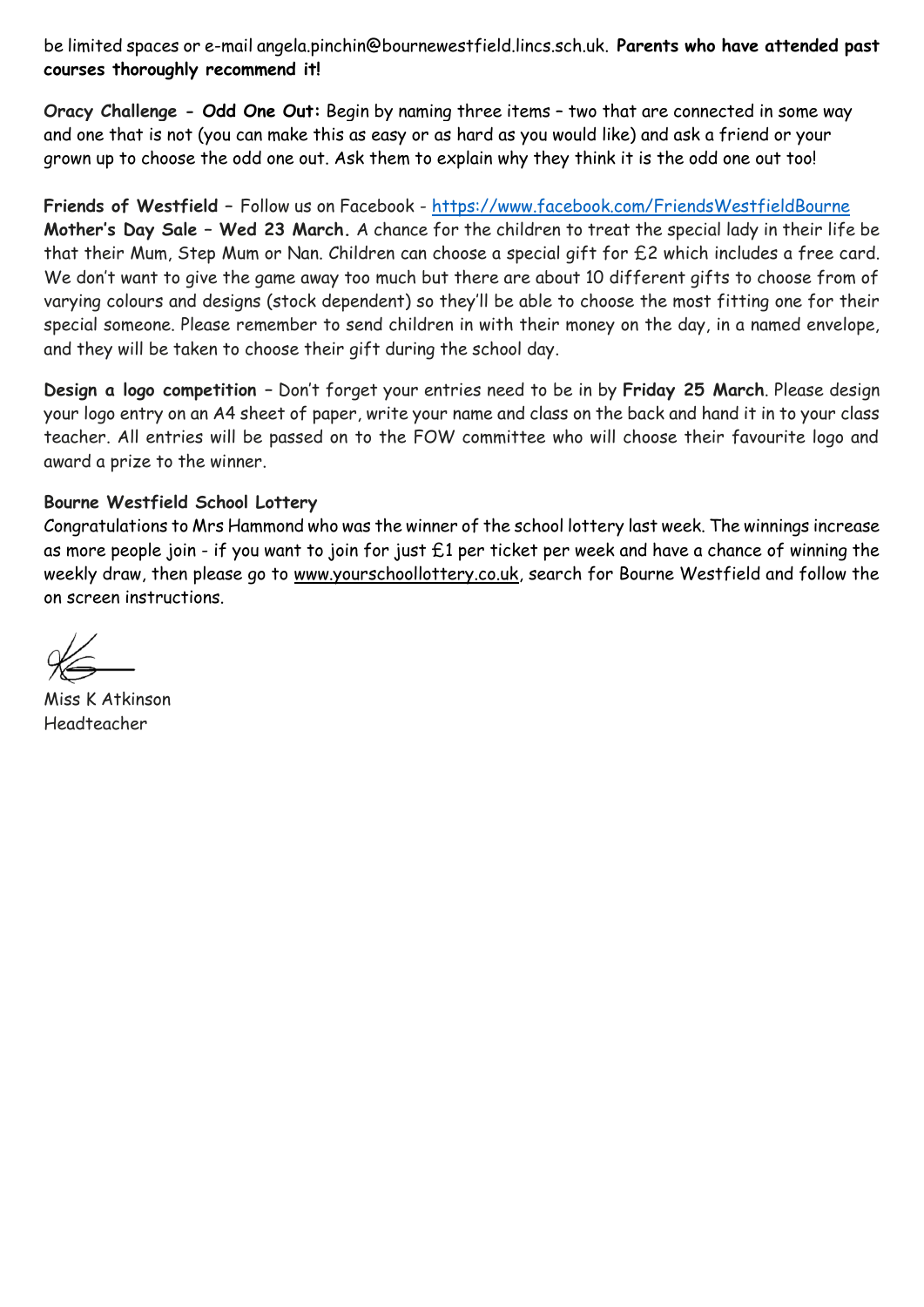be limited spaces or e-mail angela.pinchin@bournewestfield.lincs.sch.uk. **Parents who have attended past courses thoroughly recommend it!**

**Oracy Challenge - Odd One Out:** Begin by naming three items – two that are connected in some way and one that is not (you can make this as easy or as hard as you would like) and ask a friend or your grown up to choose the odd one out. Ask them to explain why they think it is the odd one out too!

**Friends of Westfield** – Follow us on Facebook - https://www.facebook.com/FriendsWestfieldBourne
**Mother's Day Sale – Wed 23 March.** A chance for the children to treat the special lady in their life be that their Mum, Step Mum or Nan. Children can choose a special gift for £2 which includes a free card. We don't want to give the game away too much but there are about 10 different gifts to choose from of varying colours and designs (stock dependent) so they'll be able to choose the most fitting one for their special someone. Please remember to send children in with their money on the day, in a named envelope, and they will be taken to choose their gift during the school day.

**Design a logo competition** – Don't forget your entries need to be in by **Friday 25 March**. Please design your logo entry on an A4 sheet of paper, write your name and class on the back and hand it in to your class teacher. All entries will be passed on to the FOW committee who will choose their favourite logo and award a prize to the winner.

**Bourne Westfield School Lottery**
Congratulations to Mrs Hammond who was the winner of the school lottery last week. The winnings increase as more people join - if you want to join for just £1 per ticket per week and have a chance of winning the weekly draw, then please go to www.yourschoollottery.co.uk, search for Bourne Westfield and follow the on screen instructions.

Miss K Atkinson
Headteacher